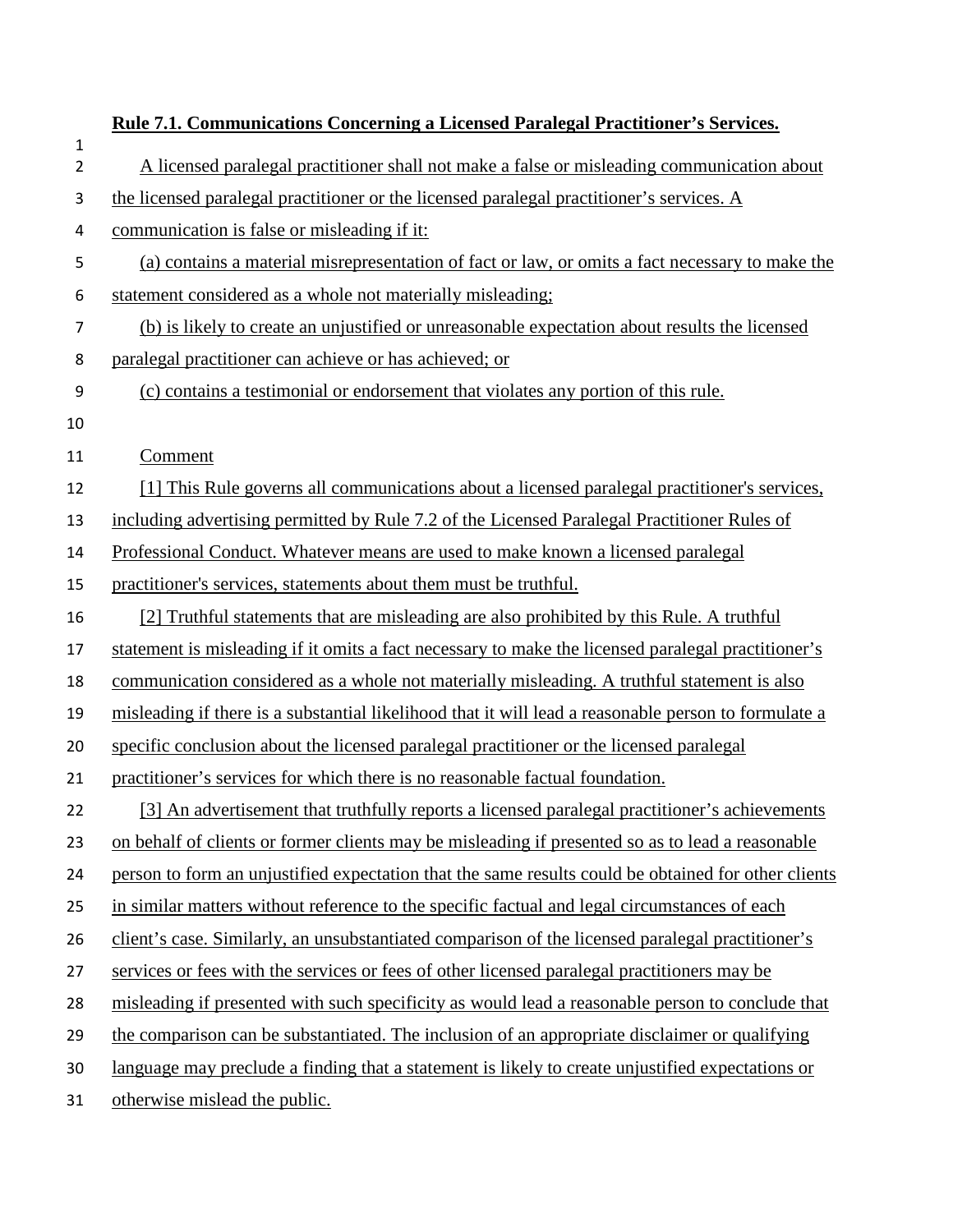**Rule 7.1. Communications Concerning a Licensed Paralegal Practitioner's Services.**

A licensed paralegal practitioner shall not make a false or misleading communication about the licensed paralegal practitioner or the licensed paralegal practitioner's services. A communication is false or misleading if it:

(a) contains a material misrepresentation of fact or law, or omits a fact necessary to make the statement considered as a whole not materially misleading;

(b) is likely to create an unjustified or unreasonable expectation about results the licensed paralegal practitioner can achieve or has achieved; or

(c) contains a testimonial or endorsement that violates any portion of this rule.

Comment

[1] This Rule governs all communications about a licensed paralegal practitioner's services, including advertising permitted by Rule 7.2 of the Licensed Paralegal Practitioner Rules of Professional Conduct. Whatever means are used to make known a licensed paralegal practitioner's services, statements about them must be truthful.

[2] Truthful statements that are misleading are also prohibited by this Rule. A truthful statement is misleading if it omits a fact necessary to make the licensed paralegal practitioner's communication considered as a whole not materially misleading. A truthful statement is also misleading if there is a substantial likelihood that it will lead a reasonable person to formulate a specific conclusion about the licensed paralegal practitioner or the licensed paralegal practitioner's services for which there is no reasonable factual foundation.

[3] An advertisement that truthfully reports a licensed paralegal practitioner's achievements on behalf of clients or former clients may be misleading if presented so as to lead a reasonable person to form an unjustified expectation that the same results could be obtained for other clients in similar matters without reference to the specific factual and legal circumstances of each client's case. Similarly, an unsubstantiated comparison of the licensed paralegal practitioner's services or fees with the services or fees of other licensed paralegal practitioners may be misleading if presented with such specificity as would lead a reasonable person to conclude that the comparison can be substantiated. The inclusion of an appropriate disclaimer or qualifying language may preclude a finding that a statement is likely to create unjustified expectations or otherwise mislead the public.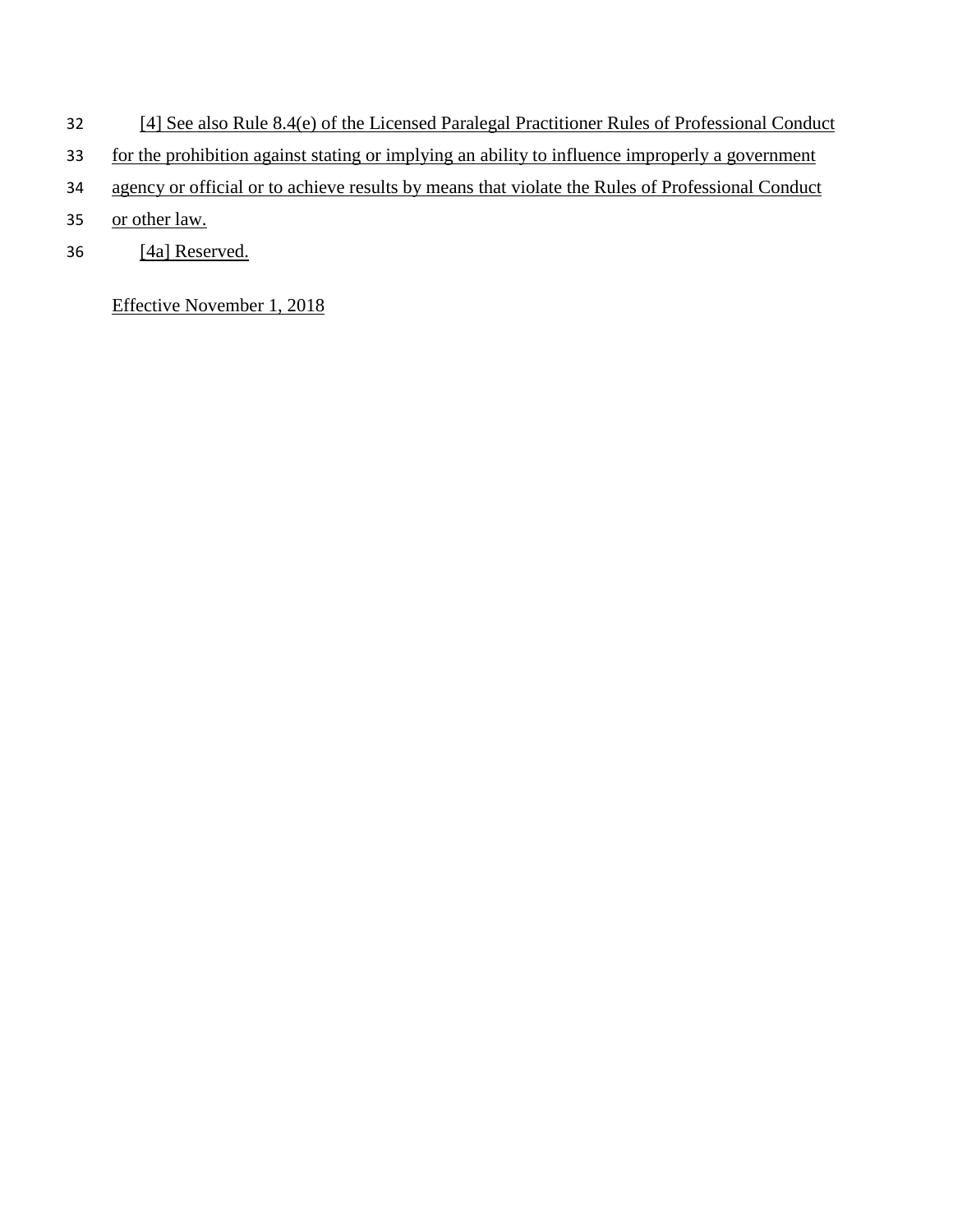[4] See also Rule 8.4(e) of the Licensed Paralegal Practitioner Rules of Professional Conduct for the prohibition against stating or implying an ability to influence improperly a government agency or official or to achieve results by means that violate the Rules of Professional Conduct or other law.

[4a] Reserved.

Effective November 1, 2018